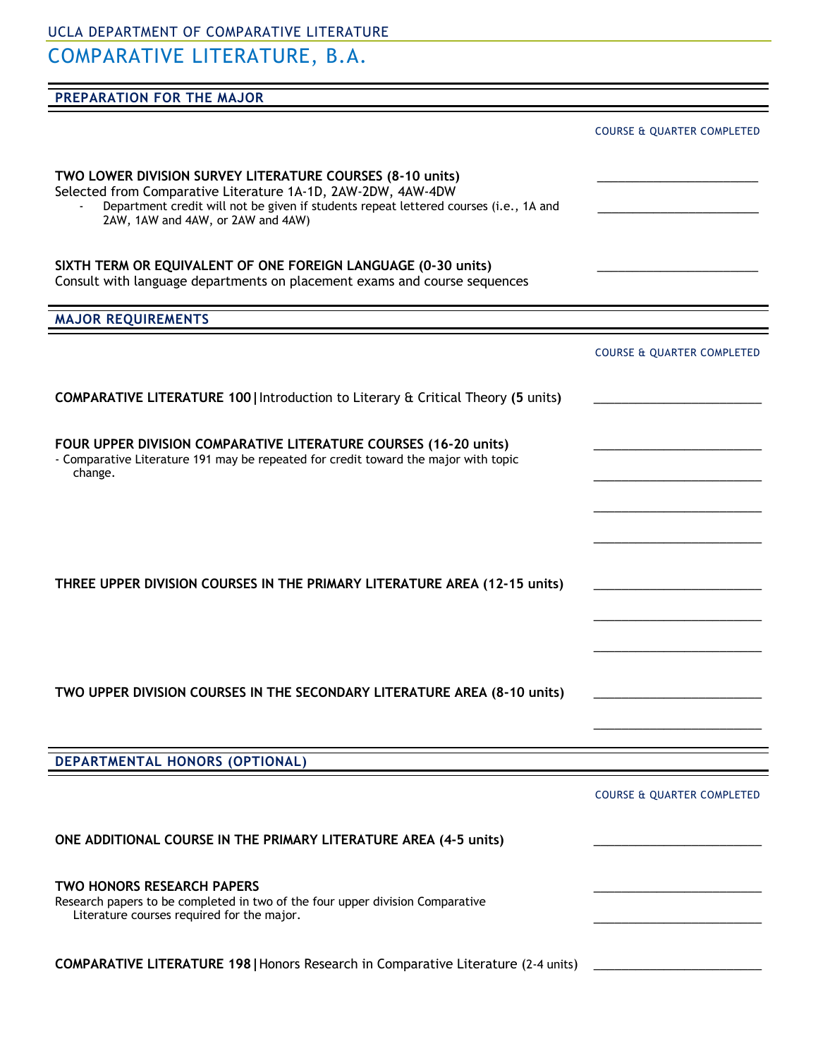UCLA DEPARTMENT OF COMPARATIVE LITERATURE

# COMPARATIVE LITERATURE, B.A.

## PREPARATION FOR THE MAJOR

COURSE & QUARTER COMPLETED

**TWO LOWER DIVISION SURVEY LITERATURE COURSES (8-10 units)** ______________________
Selected from Comparative Literature 1A-1D, 2AW-2DW, 4AW-4DW

- Department credit will not be given if students repeat lettered courses (i.e., 1A and 2AW, 1AW and 4AW, or 2AW and 4AW) ______________________

**SIXTH TERM OR EQUIVALENT OF ONE FOREIGN LANGUAGE (0-30 units)** ______________________
Consult with language departments on placement exams and course sequences

## MAJOR REQUIREMENTS

COURSE & QUARTER COMPLETED

**COMPARATIVE LITERATURE 100|**Introduction to Literary & Critical Theory **(5** units**)** ______________________

**FOUR UPPER DIVISION COMPARATIVE LITERATURE COURSES (16-20 units)** ______________________
- Comparative Literature 191 may be repeated for credit toward the major with topic change. ______________________

______________________

______________________

**THREE UPPER DIVISION COURSES IN THE PRIMARY LITERATURE AREA (12-15 units)** ______________________

______________________

______________________

**TWO UPPER DIVISION COURSES IN THE SECONDARY LITERATURE AREA (8-10 units)** ______________________

______________________

## DEPARTMENTAL HONORS (OPTIONAL)

COURSE & QUARTER COMPLETED

**ONE ADDITIONAL COURSE IN THE PRIMARY LITERATURE AREA (4-5 units)** ______________________

**TWO HONORS RESEARCH PAPERS** ______________________
Research papers to be completed in two of the four upper division Comparative Literature courses required for the major. ______________________

**COMPARATIVE LITERATURE 198|**Honors Research in Comparative Literature (2-4 units) ______________________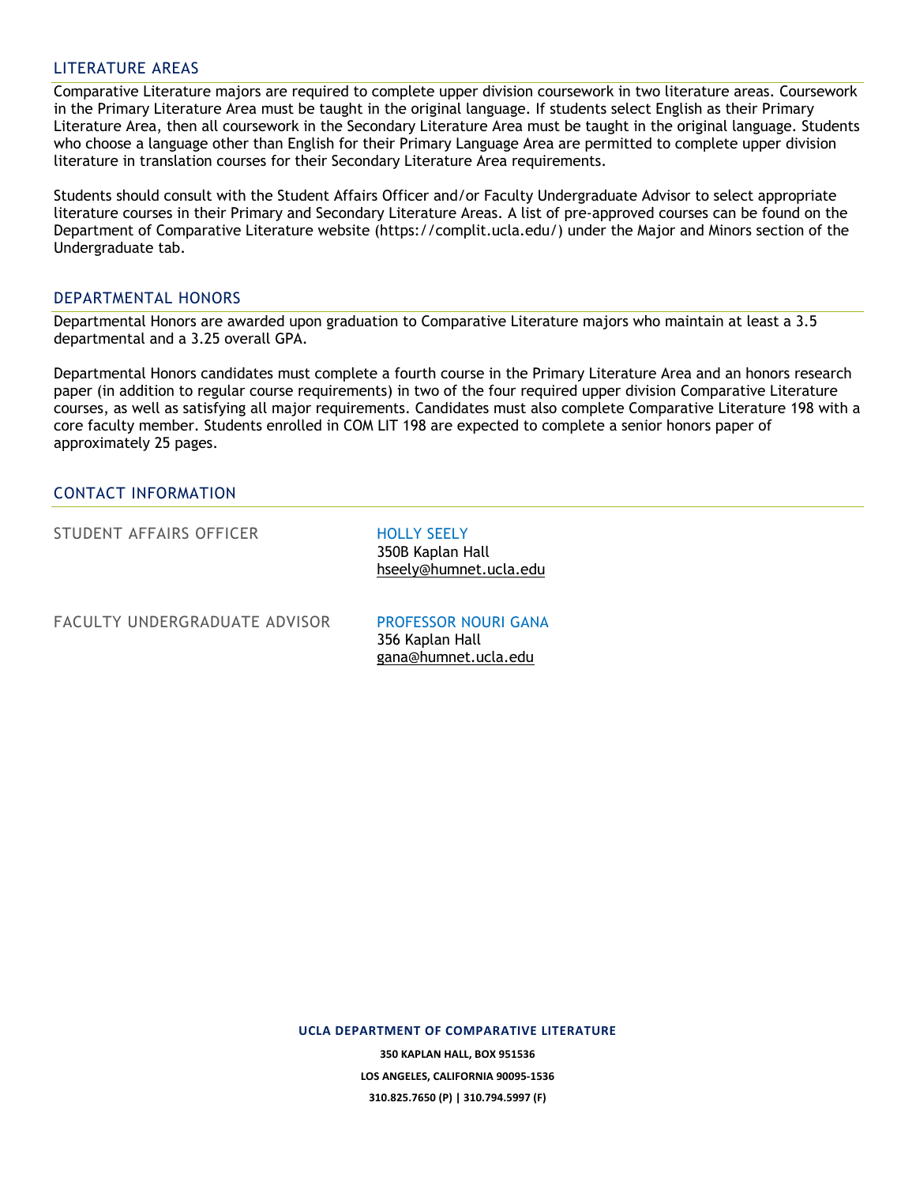## LITERATURE AREAS

Comparative Literature majors are required to complete upper division coursework in two literature areas. Coursework in the Primary Literature Area must be taught in the original language. If students select English as their Primary Literature Area, then all coursework in the Secondary Literature Area must be taught in the original language. Students who choose a language other than English for their Primary Language Area are permitted to complete upper division literature in translation courses for their Secondary Literature Area requirements.

Students should consult with the Student Affairs Officer and/or Faculty Undergraduate Advisor to select appropriate literature courses in their Primary and Secondary Literature Areas. A list of pre-approved courses can be found on the Department of Comparative Literature website (https://complit.ucla.edu/) under the Major and Minors section of the Undergraduate tab.

## DEPARTMENTAL HONORS

Departmental Honors are awarded upon graduation to Comparative Literature majors who maintain at least a 3.5 departmental and a 3.25 overall GPA.

Departmental Honors candidates must complete a fourth course in the Primary Literature Area and an honors research paper (in addition to regular course requirements) in two of the four required upper division Comparative Literature courses, as well as satisfying all major requirements. Candidates must also complete Comparative Literature 198 with a core faculty member. Students enrolled in COM LIT 198 are expected to complete a senior honors paper of approximately 25 pages.

## CONTACT INFORMATION

| | |
|---|---|
| STUDENT AFFAIRS OFFICER | HOLLY SEELY<br>350B Kaplan Hall<br>hseely@humnet.ucla.edu |
| FACULTY UNDERGRADUATE ADVISOR | PROFESSOR NOURI GANA<br>356 Kaplan Hall<br>gana@humnet.ucla.edu |

**UCLA DEPARTMENT OF COMPARATIVE LITERATURE**

**350 KAPLAN HALL, BOX 951536**

**LOS ANGELES, CALIFORNIA 90095-1536**

**310.825.7650 (P) | 310.794.5997 (F)**